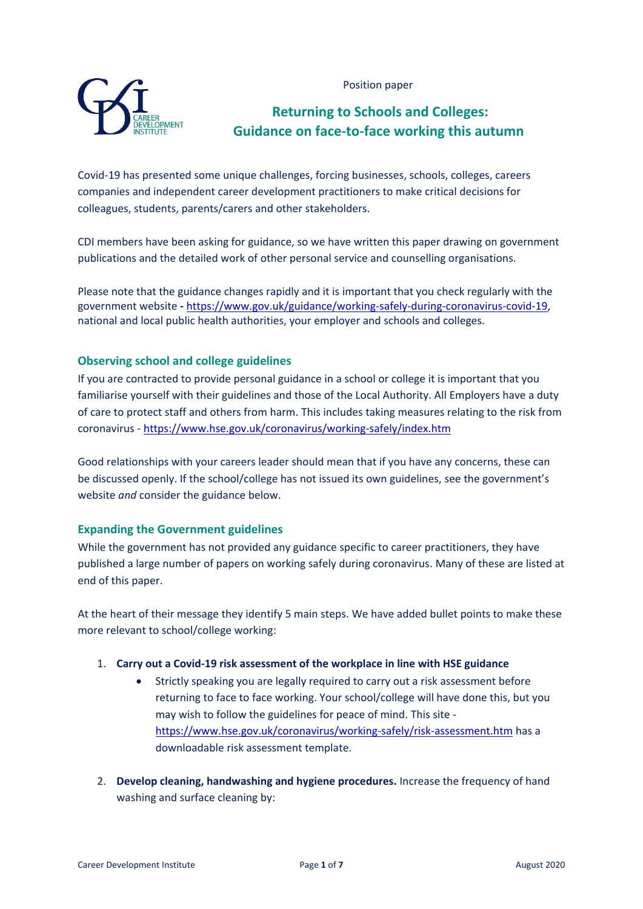Position paper

# Returning to Schools and Colleges: Guidance on face-to-face working this autumn

Covid-19 has presented some unique challenges, forcing businesses, schools, colleges, careers companies and independent career development practitioners to make critical decisions for colleagues, students, parents/carers and other stakeholders.

CDI members have been asking for guidance, so we have written this paper drawing on government publications and the detailed work of other personal service and counselling organisations.

Please note that the guidance changes rapidly and it is important that you check regularly with the government website **-** https://www.gov.uk/guidance/working-safely-during-coronavirus-covid-19, national and local public health authorities, your employer and schools and colleges.

## Observing school and college guidelines

If you are contracted to provide personal guidance in a school or college it is important that you familiarise yourself with their guidelines and those of the Local Authority. All Employers have a duty of care to protect staff and others from harm. This includes taking measures relating to the risk from coronavirus - https://www.hse.gov.uk/coronavirus/working-safely/index.htm

Good relationships with your careers leader should mean that if you have any concerns, these can be discussed openly. If the school/college has not issued its own guidelines, see the government's website *and* consider the guidance below.

## Expanding the Government guidelines

While the government has not provided any guidance specific to career practitioners, they have published a large number of papers on working safely during coronavirus. Many of these are listed at end of this paper.

At the heart of their message they identify 5 main steps. We have added bullet points to make these more relevant to school/college working:

1. **Carry out a Covid-19 risk assessment of the workplace in line with HSE guidance**
   - Strictly speaking you are legally required to carry out a risk assessment before returning to face to face working. Your school/college will have done this, but you may wish to follow the guidelines for peace of mind. This site - https://www.hse.gov.uk/coronavirus/working-safely/risk-assessment.htm has a downloadable risk assessment template.
2. **Develop cleaning, handwashing and hygiene procedures.** Increase the frequency of hand washing and surface cleaning by: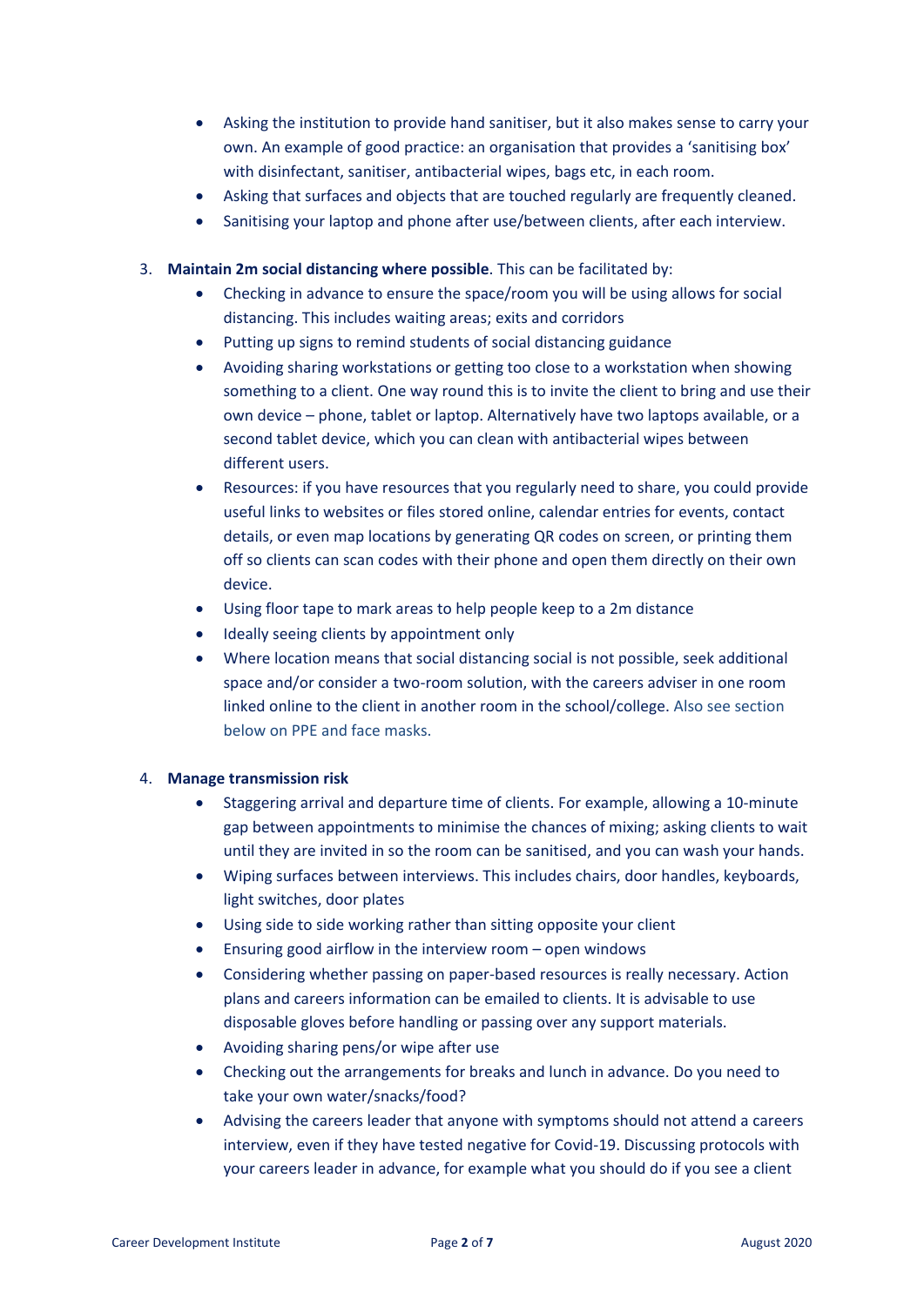- Asking the institution to provide hand sanitiser, but it also makes sense to carry your own. An example of good practice: an organisation that provides a 'sanitising box' with disinfectant, sanitiser, antibacterial wipes, bags etc, in each room.
- Asking that surfaces and objects that are touched regularly are frequently cleaned.
- Sanitising your laptop and phone after use/between clients, after each interview.

3. **Maintain 2m social distancing where possible**. This can be facilitated by:
   - Checking in advance to ensure the space/room you will be using allows for social distancing. This includes waiting areas; exits and corridors
   - Putting up signs to remind students of social distancing guidance
   - Avoiding sharing workstations or getting too close to a workstation when showing something to a client. One way round this is to invite the client to bring and use their own device – phone, tablet or laptop. Alternatively have two laptops available, or a second tablet device, which you can clean with antibacterial wipes between different users.
   - Resources: if you have resources that you regularly need to share, you could provide useful links to websites or files stored online, calendar entries for events, contact details, or even map locations by generating QR codes on screen, or printing them off so clients can scan codes with their phone and open them directly on their own device.
   - Using floor tape to mark areas to help people keep to a 2m distance
   - Ideally seeing clients by appointment only
   - Where location means that social distancing social is not possible, seek additional space and/or consider a two-room solution, with the careers adviser in one room linked online to the client in another room in the school/college. Also see section below on PPE and face masks.

4. **Manage transmission risk**
   - Staggering arrival and departure time of clients. For example, allowing a 10-minute gap between appointments to minimise the chances of mixing; asking clients to wait until they are invited in so the room can be sanitised, and you can wash your hands.
   - Wiping surfaces between interviews. This includes chairs, door handles, keyboards, light switches, door plates
   - Using side to side working rather than sitting opposite your client
   - Ensuring good airflow in the interview room – open windows
   - Considering whether passing on paper-based resources is really necessary. Action plans and careers information can be emailed to clients. It is advisable to use disposable gloves before handling or passing over any support materials.
   - Avoiding sharing pens/or wipe after use
   - Checking out the arrangements for breaks and lunch in advance. Do you need to take your own water/snacks/food?
   - Advising the careers leader that anyone with symptoms should not attend a careers interview, even if they have tested negative for Covid-19. Discussing protocols with your careers leader in advance, for example what you should do if you see a client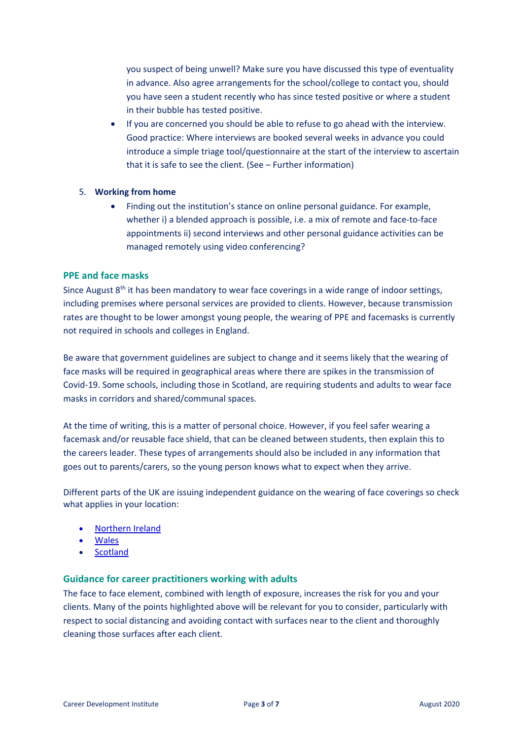you suspect of being unwell? Make sure you have discussed this type of eventuality in advance. Also agree arrangements for the school/college to contact you, should you have seen a student recently who has since tested positive or where a student in their bubble has tested positive.

- If you are concerned you should be able to refuse to go ahead with the interview. Good practice: Where interviews are booked several weeks in advance you could introduce a simple triage tool/questionnaire at the start of the interview to ascertain that it is safe to see the client. (See – Further information)

5. **Working from home**
   - Finding out the institution's stance on online personal guidance. For example, whether i) a blended approach is possible, i.e. a mix of remote and face-to-face appointments ii) second interviews and other personal guidance activities can be managed remotely using video conferencing?

## PPE and face masks

Since August 8th it has been mandatory to wear face coverings in a wide range of indoor settings, including premises where personal services are provided to clients. However, because transmission rates are thought to be lower amongst young people, the wearing of PPE and facemasks is currently not required in schools and colleges in England.

Be aware that government guidelines are subject to change and it seems likely that the wearing of face masks will be required in geographical areas where there are spikes in the transmission of Covid-19. Some schools, including those in Scotland, are requiring students and adults to wear face masks in corridors and shared/communal spaces.

At the time of writing, this is a matter of personal choice. However, if you feel safer wearing a facemask and/or reusable face shield, that can be cleaned between students, then explain this to the careers leader. These types of arrangements should also be included in any information that goes out to parents/carers, so the young person knows what to expect when they arrive.

Different parts of the UK are issuing independent guidance on the wearing of face coverings so check what applies in your location:

- Northern Ireland
- Wales
- Scotland

## Guidance for career practitioners working with adults

The face to face element, combined with length of exposure, increases the risk for you and your clients. Many of the points highlighted above will be relevant for you to consider, particularly with respect to social distancing and avoiding contact with surfaces near to the client and thoroughly cleaning those surfaces after each client.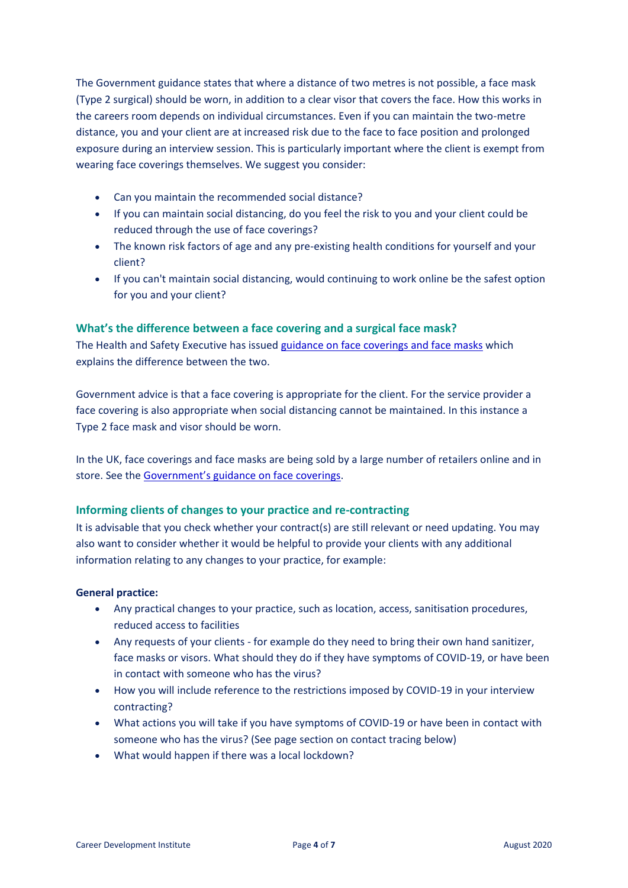The Government guidance states that where a distance of two metres is not possible, a face mask (Type 2 surgical) should be worn, in addition to a clear visor that covers the face. How this works in the careers room depends on individual circumstances. Even if you can maintain the two-metre distance, you and your client are at increased risk due to the face to face position and prolonged exposure during an interview session. This is particularly important where the client is exempt from wearing face coverings themselves. We suggest you consider:

- Can you maintain the recommended social distance?
- If you can maintain social distancing, do you feel the risk to you and your client could be reduced through the use of face coverings?
- The known risk factors of age and any pre-existing health conditions for yourself and your client?
- If you can't maintain social distancing, would continuing to work online be the safest option for you and your client?

### What's the difference between a face covering and a surgical face mask?

The Health and Safety Executive has issued guidance on face coverings and face masks which explains the difference between the two.

Government advice is that a face covering is appropriate for the client. For the service provider a face covering is also appropriate when social distancing cannot be maintained. In this instance a Type 2 face mask and visor should be worn.

In the UK, face coverings and face masks are being sold by a large number of retailers online and in store. See the Government's guidance on face coverings.

### Informing clients of changes to your practice and re-contracting

It is advisable that you check whether your contract(s) are still relevant or need updating. You may also want to consider whether it would be helpful to provide your clients with any additional information relating to any changes to your practice, for example:

**General practice:**

- Any practical changes to your practice, such as location, access, sanitisation procedures, reduced access to facilities
- Any requests of your clients - for example do they need to bring their own hand sanitizer, face masks or visors. What should they do if they have symptoms of COVID-19, or have been in contact with someone who has the virus?
- How you will include reference to the restrictions imposed by COVID-19 in your interview contracting?
- What actions you will take if you have symptoms of COVID-19 or have been in contact with someone who has the virus? (See page section on contact tracing below)
- What would happen if there was a local lockdown?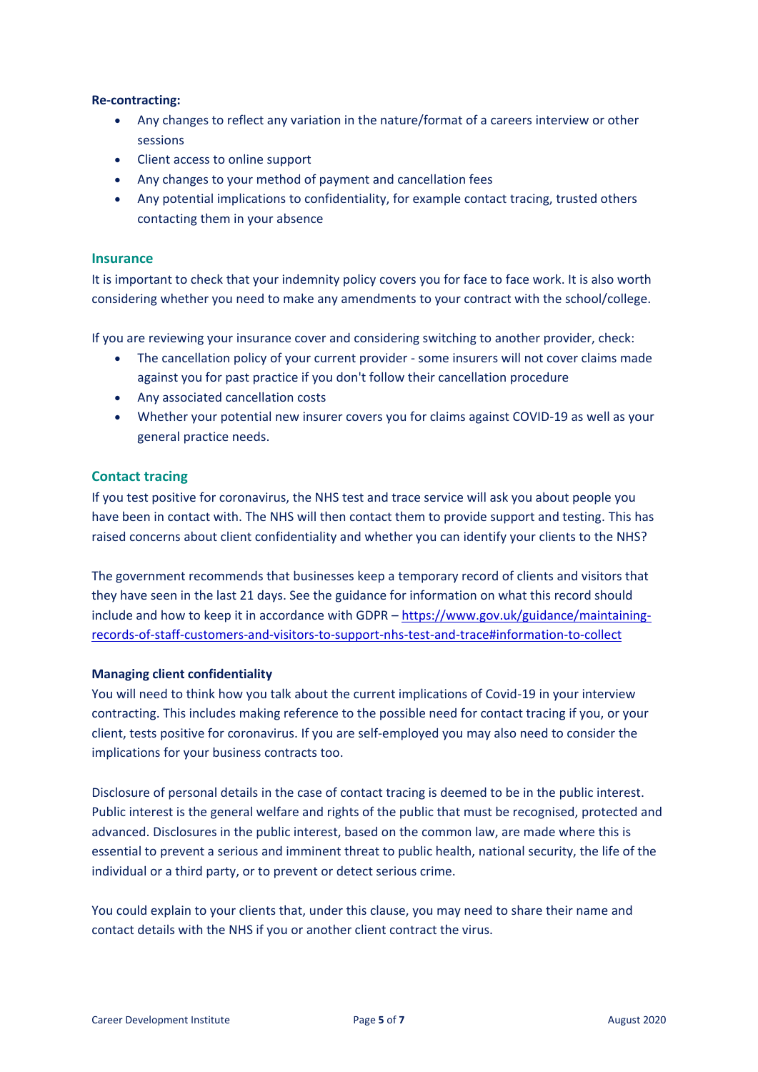**Re-contracting:**

- Any changes to reflect any variation in the nature/format of a careers interview or other sessions
- Client access to online support
- Any changes to your method of payment and cancellation fees
- Any potential implications to confidentiality, for example contact tracing, trusted others contacting them in your absence

## Insurance

It is important to check that your indemnity policy covers you for face to face work. It is also worth considering whether you need to make any amendments to your contract with the school/college.

If you are reviewing your insurance cover and considering switching to another provider, check:

- The cancellation policy of your current provider - some insurers will not cover claims made against you for past practice if you don't follow their cancellation procedure
- Any associated cancellation costs
- Whether your potential new insurer covers you for claims against COVID-19 as well as your general practice needs.

## Contact tracing

If you test positive for coronavirus, the NHS test and trace service will ask you about people you have been in contact with. The NHS will then contact them to provide support and testing. This has raised concerns about client confidentiality and whether you can identify your clients to the NHS?

The government recommends that businesses keep a temporary record of clients and visitors that they have seen in the last 21 days. See the guidance for information on what this record should include and how to keep it in accordance with GDPR – [https://www.gov.uk/guidance/maintaining-records-of-staff-customers-and-visitors-to-support-nhs-test-and-trace#information-to-collect](https://www.gov.uk/guidance/maintaining-records-of-staff-customers-and-visitors-to-support-nhs-test-and-trace#information-to-collect)

**Managing client confidentiality**

You will need to think how you talk about the current implications of Covid-19 in your interview contracting. This includes making reference to the possible need for contact tracing if you, or your client, tests positive for coronavirus. If you are self-employed you may also need to consider the implications for your business contracts too.

Disclosure of personal details in the case of contact tracing is deemed to be in the public interest. Public interest is the general welfare and rights of the public that must be recognised, protected and advanced. Disclosures in the public interest, based on the common law, are made where this is essential to prevent a serious and imminent threat to public health, national security, the life of the individual or a third party, or to prevent or detect serious crime.

You could explain to your clients that, under this clause, you may need to share their name and contact details with the NHS if you or another client contract the virus.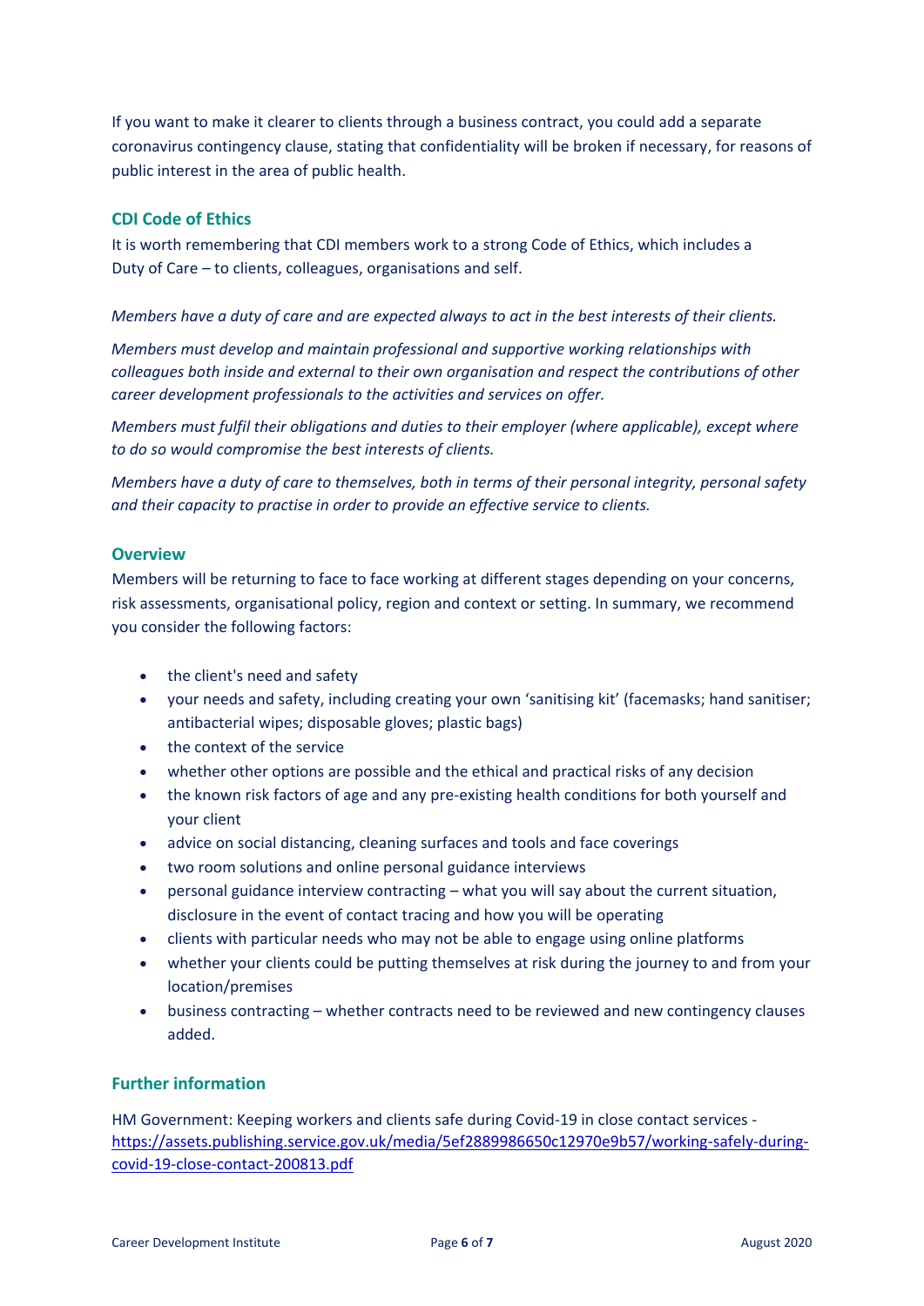If you want to make it clearer to clients through a business contract, you could add a separate coronavirus contingency clause, stating that confidentiality will be broken if necessary, for reasons of public interest in the area of public health.

## CDI Code of Ethics

It is worth remembering that CDI members work to a strong Code of Ethics, which includes a Duty of Care – to clients, colleagues, organisations and self.

*Members have a duty of care and are expected always to act in the best interests of their clients.*

*Members must develop and maintain professional and supportive working relationships with colleagues both inside and external to their own organisation and respect the contributions of other career development professionals to the activities and services on offer.*

*Members must fulfil their obligations and duties to their employer (where applicable), except where to do so would compromise the best interests of clients.*

*Members have a duty of care to themselves, both in terms of their personal integrity, personal safety and their capacity to practise in order to provide an effective service to clients.*

## Overview

Members will be returning to face to face working at different stages depending on your concerns, risk assessments, organisational policy, region and context or setting. In summary, we recommend you consider the following factors:

- the client's need and safety
- your needs and safety, including creating your own 'sanitising kit' (facemasks; hand sanitiser; antibacterial wipes; disposable gloves; plastic bags)
- the context of the service
- whether other options are possible and the ethical and practical risks of any decision
- the known risk factors of age and any pre-existing health conditions for both yourself and your client
- advice on social distancing, cleaning surfaces and tools and face coverings
- two room solutions and online personal guidance interviews
- personal guidance interview contracting – what you will say about the current situation, disclosure in the event of contact tracing and how you will be operating
- clients with particular needs who may not be able to engage using online platforms
- whether your clients could be putting themselves at risk during the journey to and from your location/premises
- business contracting – whether contracts need to be reviewed and new contingency clauses added.

## Further information

HM Government: Keeping workers and clients safe during Covid-19 in close contact services - [https://assets.publishing.service.gov.uk/media/5ef2889986650c12970e9b57/working-safely-during-covid-19-close-contact-200813.pdf](https://assets.publishing.service.gov.uk/media/5ef2889986650c12970e9b57/working-safely-during-covid-19-close-contact-200813.pdf)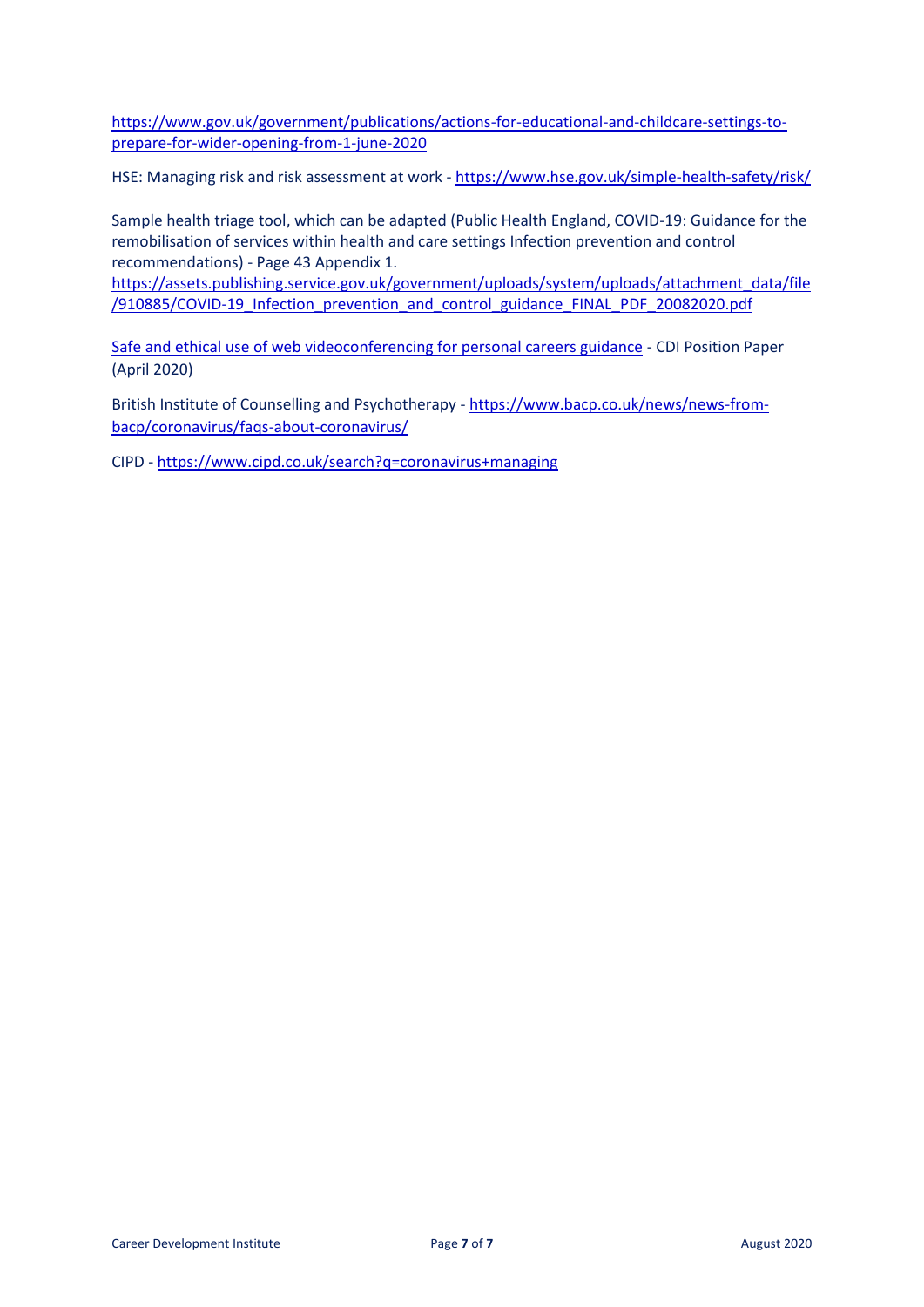https://www.gov.uk/government/publications/actions-for-educational-and-childcare-settings-to-prepare-for-wider-opening-from-1-june-2020

HSE: Managing risk and risk assessment at work - https://www.hse.gov.uk/simple-health-safety/risk/

Sample health triage tool, which can be adapted (Public Health England, COVID-19: Guidance for the remobilisation of services within health and care settings Infection prevention and control recommendations) - Page 43 Appendix 1.
https://assets.publishing.service.gov.uk/government/uploads/system/uploads/attachment_data/file/910885/COVID-19_Infection_prevention_and_control_guidance_FINAL_PDF_20082020.pdf

Safe and ethical use of web videoconferencing for personal careers guidance - CDI Position Paper (April 2020)

British Institute of Counselling and Psychotherapy - https://www.bacp.co.uk/news/news-from-bacp/coronavirus/faqs-about-coronavirus/

CIPD - https://www.cipd.co.uk/search?q=coronavirus+managing